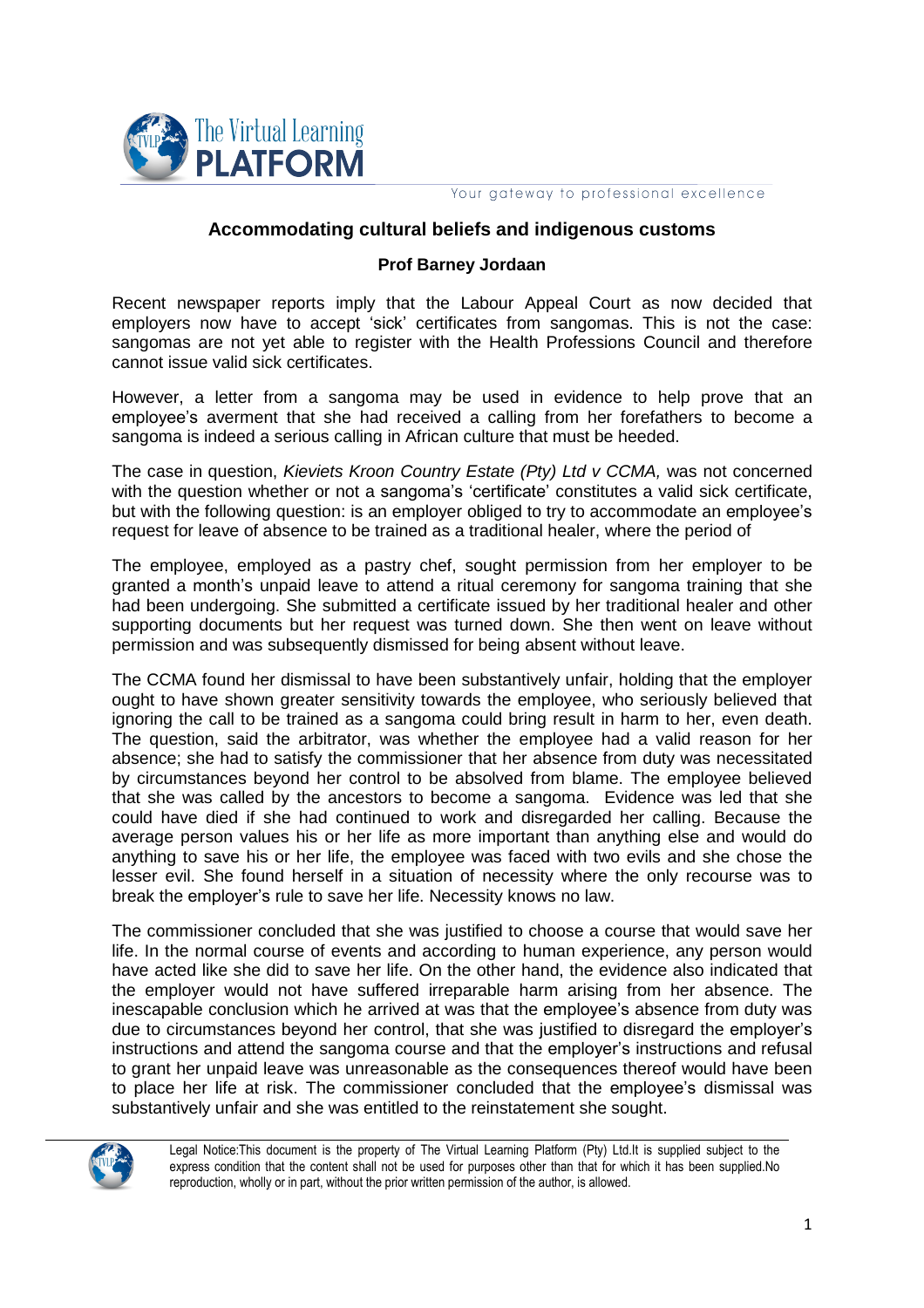# Accommodating cultural beliefs and indigenous customs

**Prof Barney Jordaan**

Recent newspaper reports imply that the Labour Appeal Court as now decided that employers now have to accept 'sick' certificates from sangomas. This is not the case: sangomas are not yet able to register with the Health Professions Council and therefore cannot issue valid sick certificates.

However, a letter from a sangoma may be used in evidence to help prove that an employee's averment that she had received a calling from her forefathers to become a sangoma is indeed a serious calling in African culture that must be heeded.

The case in question, *Kieviets Kroon Country Estate (Pty) Ltd v CCMA,* was not concerned with the question whether or not a sangoma's 'certificate' constitutes a valid sick certificate, but with the following question: is an employer obliged to try to accommodate an employee's request for leave of absence to be trained as a traditional healer, where the period of

The employee, employed as a pastry chef, sought permission from her employer to be granted a month's unpaid leave to attend a ritual ceremony for sangoma training that she had been undergoing. She submitted a certificate issued by her traditional healer and other supporting documents but her request was turned down. She then went on leave without permission and was subsequently dismissed for being absent without leave.

The CCMA found her dismissal to have been substantively unfair, holding that the employer ought to have shown greater sensitivity towards the employee, who seriously believed that ignoring the call to be trained as a sangoma could bring result in harm to her, even death. The question, said the arbitrator, was whether the employee had a valid reason for her absence; she had to satisfy the commissioner that her absence from duty was necessitated by circumstances beyond her control to be absolved from blame. The employee believed that she was called by the ancestors to become a sangoma. Evidence was led that she could have died if she had continued to work and disregarded her calling. Because the average person values his or her life as more important than anything else and would do anything to save his or her life, the employee was faced with two evils and she chose the lesser evil. She found herself in a situation of necessity where the only recourse was to break the employer's rule to save her life. Necessity knows no law.

The commissioner concluded that she was justified to choose a course that would save her life. In the normal course of events and according to human experience, any person would have acted like she did to save her life. On the other hand, the evidence also indicated that the employer would not have suffered irreparable harm arising from her absence. The inescapable conclusion which he arrived at was that the employee's absence from duty was due to circumstances beyond her control, that she was justified to disregard the employer's instructions and attend the sangoma course and that the employer's instructions and refusal to grant her unpaid leave was unreasonable as the consequences thereof would have been to place her life at risk. The commissioner concluded that the employee's dismissal was substantively unfair and she was entitled to the reinstatement she sought.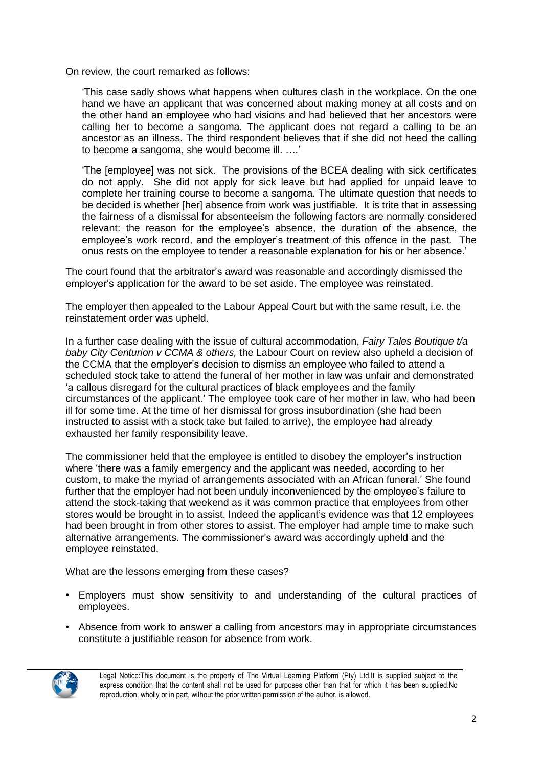On review, the court remarked as follows:

> 'This case sadly shows what happens when cultures clash in the workplace. On the one hand we have an applicant that was concerned about making money at all costs and on the other hand an employee who had visions and had believed that her ancestors were calling her to become a sangoma. The applicant does not regard a calling to be an ancestor as an illness. The third respondent believes that if she did not heed the calling to become a sangoma, she would become ill. ….'
>
> 'The [employee] was not sick. The provisions of the BCEA dealing with sick certificates do not apply. She did not apply for sick leave but had applied for unpaid leave to complete her training course to become a sangoma. The ultimate question that needs to be decided is whether [her] absence from work was justifiable. It is trite that in assessing the fairness of a dismissal for absenteeism the following factors are normally considered relevant: the reason for the employee's absence, the duration of the absence, the employee's work record, and the employer's treatment of this offence in the past. The onus rests on the employee to tender a reasonable explanation for his or her absence.'

The court found that the arbitrator's award was reasonable and accordingly dismissed the employer's application for the award to be set aside. The employee was reinstated.

The employer then appealed to the Labour Appeal Court but with the same result, i.e. the reinstatement order was upheld.

In a further case dealing with the issue of cultural accommodation, *Fairy Tales Boutique t/a baby City Centurion v CCMA & others,* the Labour Court on review also upheld a decision of the CCMA that the employer's decision to dismiss an employee who failed to attend a scheduled stock take to attend the funeral of her mother in law was unfair and demonstrated 'a callous disregard for the cultural practices of black employees and the family circumstances of the applicant.' The employee took care of her mother in law, who had been ill for some time. At the time of her dismissal for gross insubordination (she had been instructed to assist with a stock take but failed to arrive), the employee had already exhausted her family responsibility leave.

The commissioner held that the employee is entitled to disobey the employer's instruction where 'there was a family emergency and the applicant was needed, according to her custom, to make the myriad of arrangements associated with an African funeral.' She found further that the employer had not been unduly inconvenienced by the employee's failure to attend the stock-taking that weekend as it was common practice that employees from other stores would be brought in to assist. Indeed the applicant's evidence was that 12 employees had been brought in from other stores to assist. The employer had ample time to make such alternative arrangements. The commissioner's award was accordingly upheld and the employee reinstated.

What are the lessons emerging from these cases?

- Employers must show sensitivity to and understanding of the cultural practices of employees.
- Absence from work to answer a calling from ancestors may in appropriate circumstances constitute a justifiable reason for absence from work.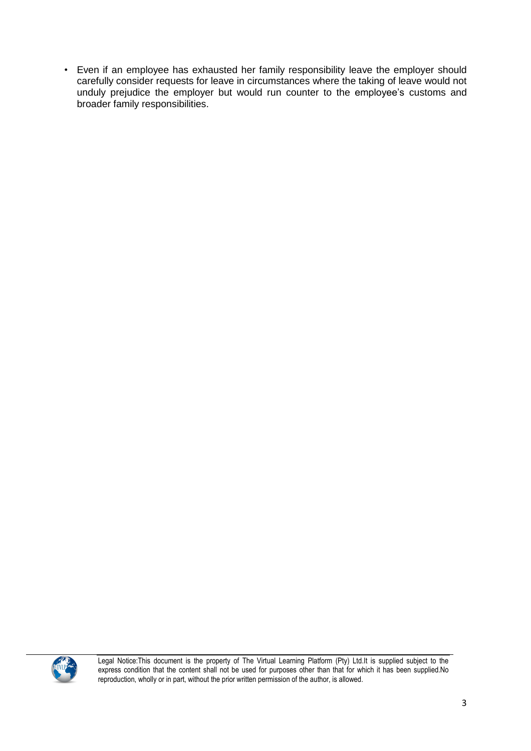- Even if an employee has exhausted her family responsibility leave the employer should carefully consider requests for leave in circumstances where the taking of leave would not unduly prejudice the employer but would run counter to the employee's customs and broader family responsibilities.